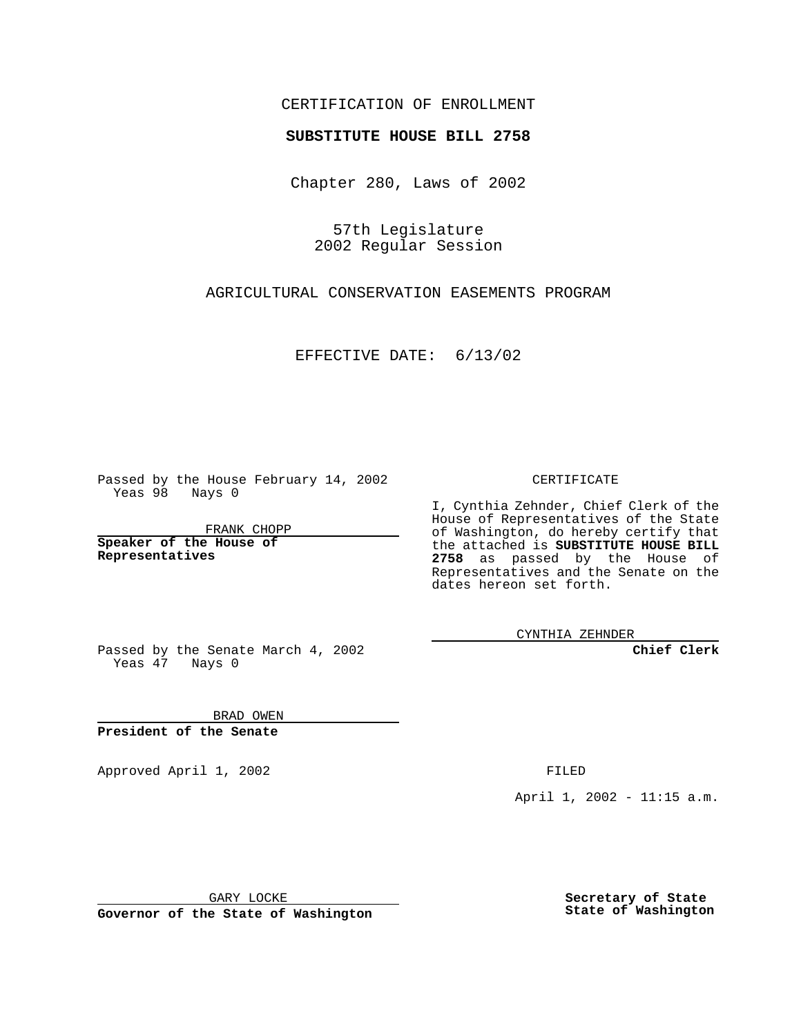CERTIFICATION OF ENROLLMENT

**SUBSTITUTE HOUSE BILL 2758**

Chapter 280, Laws of 2002

57th Legislature
2002 Regular Session

AGRICULTURAL CONSERVATION EASEMENTS PROGRAM

EFFECTIVE DATE: 6/13/02

Passed by the House February 14, 2002
Yeas 98 Nays 0

FRANK CHOPP

**Speaker of the House of Representatives**

Passed by the Senate March 4, 2002
Yeas 47 Nays 0

BRAD OWEN

**President of the Senate**

Approved April 1, 2002

GARY LOCKE

**Governor of the State of Washington**

CERTIFICATE

I, Cynthia Zehnder, Chief Clerk of the House of Representatives of the State of Washington, do hereby certify that the attached is **SUBSTITUTE HOUSE BILL 2758** as passed by the House of Representatives and the Senate on the dates hereon set forth.

CYNTHIA ZEHNDER

**Chief Clerk**

FILED

April 1, 2002 - 11:15 a.m.

**Secretary of State**
**State of Washington**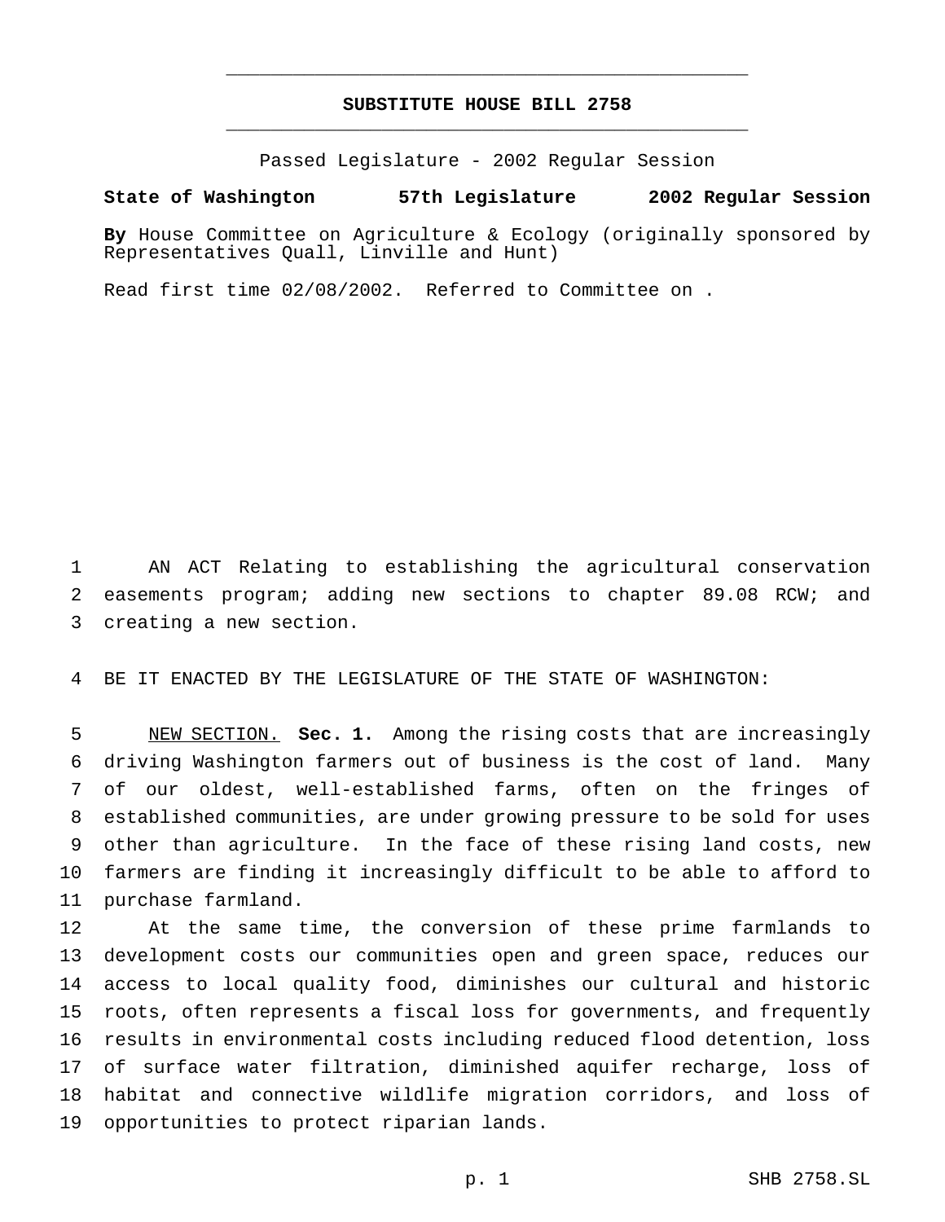**SUBSTITUTE HOUSE BILL 2758**

Passed Legislature - 2002 Regular Session

**State of Washington 57th Legislature 2002 Regular Session**

**By** House Committee on Agriculture & Ecology (originally sponsored by Representatives Quall, Linville and Hunt)

Read first time 02/08/2002. Referred to Committee on .

AN ACT Relating to establishing the agricultural conservation easements program; adding new sections to chapter 89.08 RCW; and creating a new section.

BE IT ENACTED BY THE LEGISLATURE OF THE STATE OF WASHINGTON:

NEW SECTION. **Sec. 1.** Among the rising costs that are increasingly driving Washington farmers out of business is the cost of land. Many of our oldest, well-established farms, often on the fringes of established communities, are under growing pressure to be sold for uses other than agriculture. In the face of these rising land costs, new farmers are finding it increasingly difficult to be able to afford to purchase farmland.

At the same time, the conversion of these prime farmlands to development costs our communities open and green space, reduces our access to local quality food, diminishes our cultural and historic roots, often represents a fiscal loss for governments, and frequently results in environmental costs including reduced flood detention, loss of surface water filtration, diminished aquifer recharge, loss of habitat and connective wildlife migration corridors, and loss of opportunities to protect riparian lands.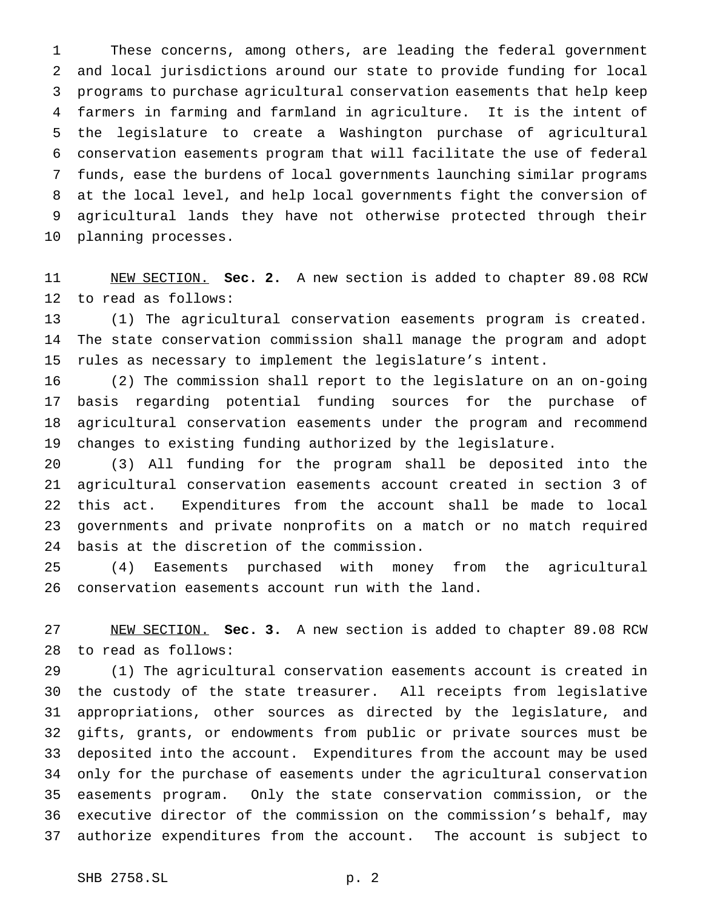These concerns, among others, are leading the federal government and local jurisdictions around our state to provide funding for local programs to purchase agricultural conservation easements that help keep farmers in farming and farmland in agriculture. It is the intent of the legislature to create a Washington purchase of agricultural conservation easements program that will facilitate the use of federal funds, ease the burdens of local governments launching similar programs at the local level, and help local governments fight the conversion of agricultural lands they have not otherwise protected through their planning processes.

NEW SECTION. **Sec. 2.** A new section is added to chapter 89.08 RCW to read as follows:

(1) The agricultural conservation easements program is created. The state conservation commission shall manage the program and adopt rules as necessary to implement the legislature's intent.

(2) The commission shall report to the legislature on an on-going basis regarding potential funding sources for the purchase of agricultural conservation easements under the program and recommend changes to existing funding authorized by the legislature.

(3) All funding for the program shall be deposited into the agricultural conservation easements account created in section 3 of this act. Expenditures from the account shall be made to local governments and private nonprofits on a match or no match required basis at the discretion of the commission.

(4) Easements purchased with money from the agricultural conservation easements account run with the land.

NEW SECTION. **Sec. 3.** A new section is added to chapter 89.08 RCW to read as follows:

(1) The agricultural conservation easements account is created in the custody of the state treasurer. All receipts from legislative appropriations, other sources as directed by the legislature, and gifts, grants, or endowments from public or private sources must be deposited into the account. Expenditures from the account may be used only for the purchase of easements under the agricultural conservation easements program. Only the state conservation commission, or the executive director of the commission on the commission's behalf, may authorize expenditures from the account. The account is subject to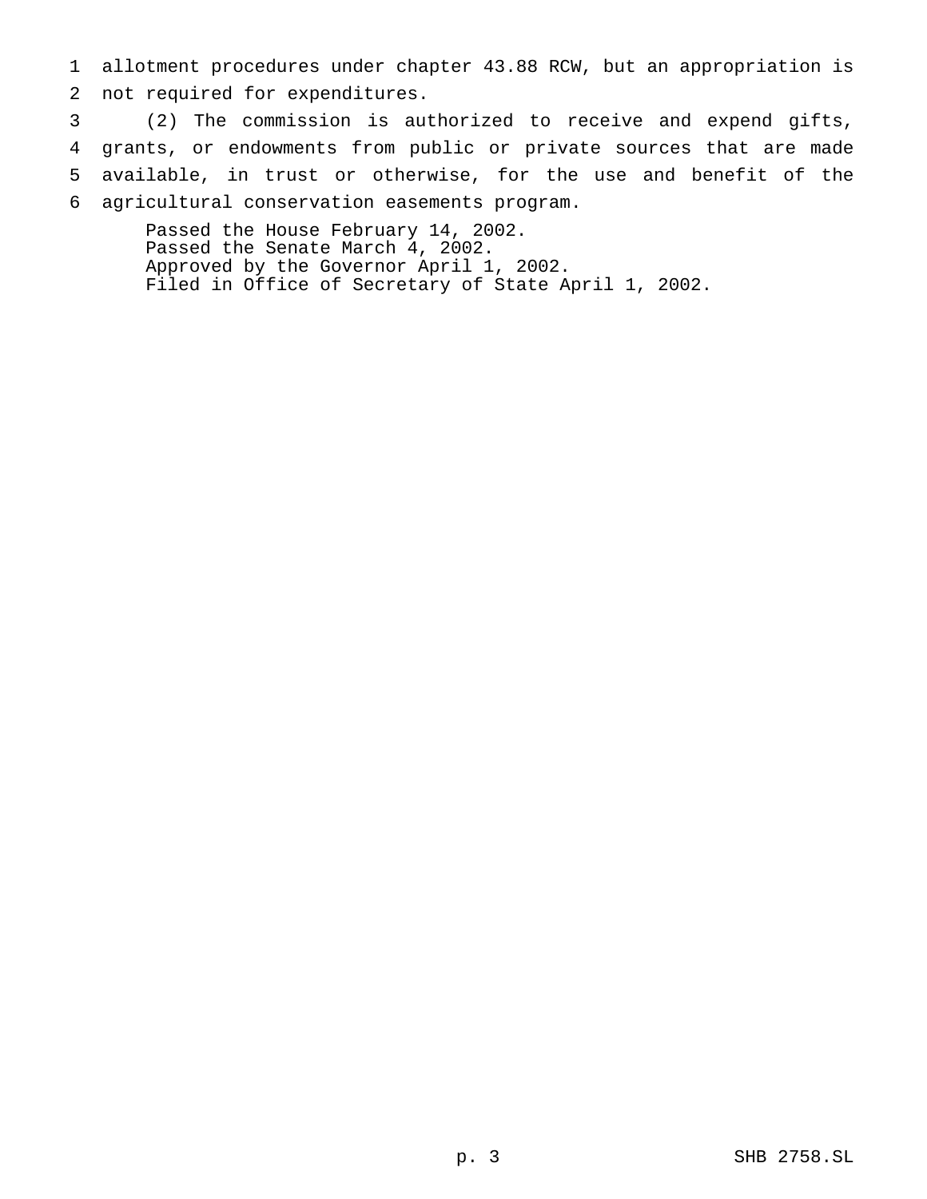allotment procedures under chapter 43.88 RCW, but an appropriation is not required for expenditures.

(2) The commission is authorized to receive and expend gifts, grants, or endowments from public or private sources that are made available, in trust or otherwise, for the use and benefit of the agricultural conservation easements program.

Passed the House February 14, 2002.
Passed the Senate March 4, 2002.
Approved by the Governor April 1, 2002.
Filed in Office of Secretary of State April 1, 2002.